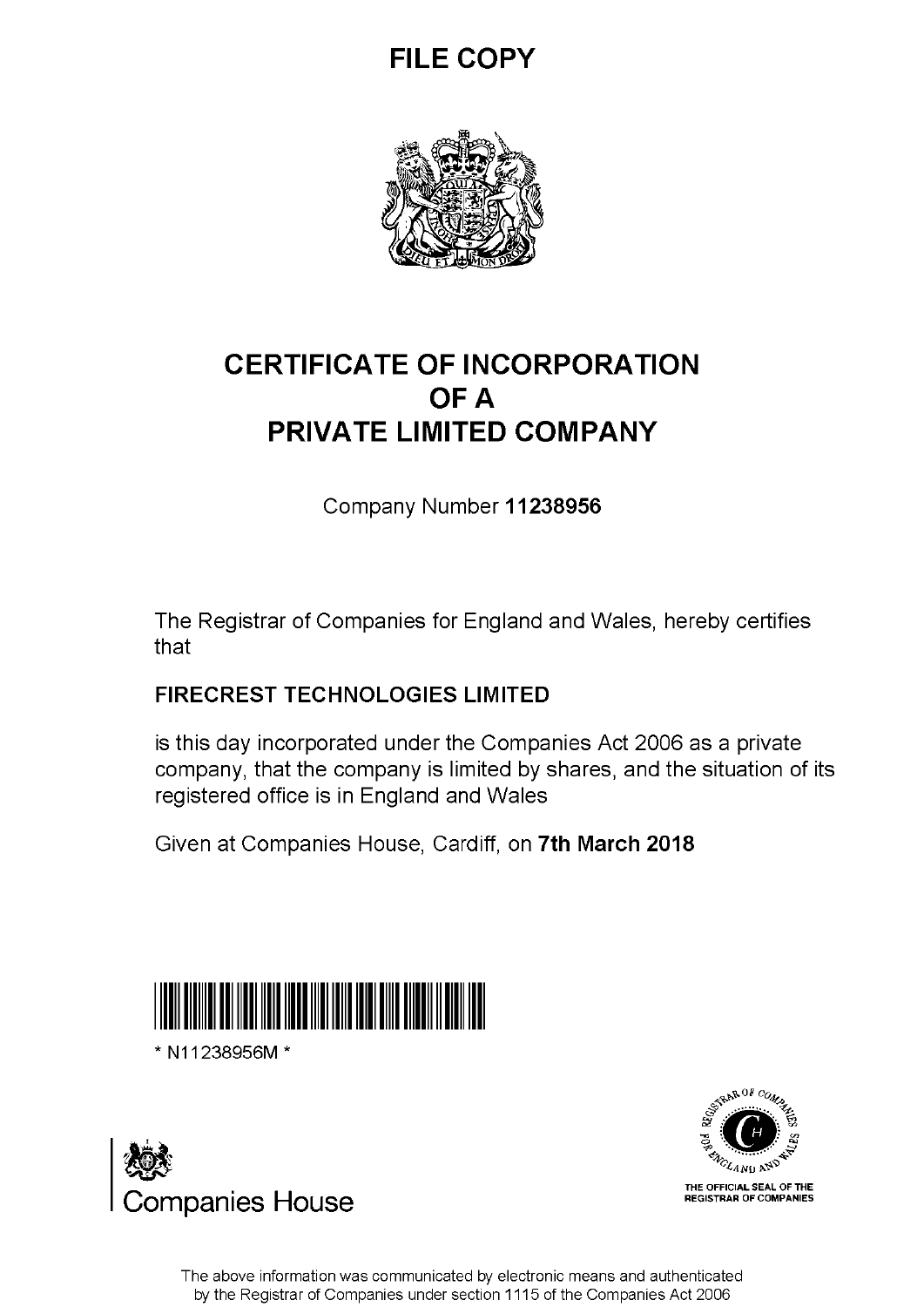**FILE COPY**

# CERTIFICATE OF INCORPORATION OF A PRIVATE LIMITED COMPANY

Company Number **11238956**

The Registrar of Companies for England and Wales, hereby certifies that

**FIRECREST TECHNOLOGIES LIMITED**

is this day incorporated under the Companies Act 2006 as a private company, that the company is limited by shares, and the situation of its registered office is in England and Wales

Given at Companies House, Cardiff, on **7th March 2018**

* N11238956M *

Companies House

THE OFFICIAL SEAL OF THE REGISTRAR OF COMPANIES

The above information was communicated by electronic means and authenticated by the Registrar of Companies under section 1115 of the Companies Act 2006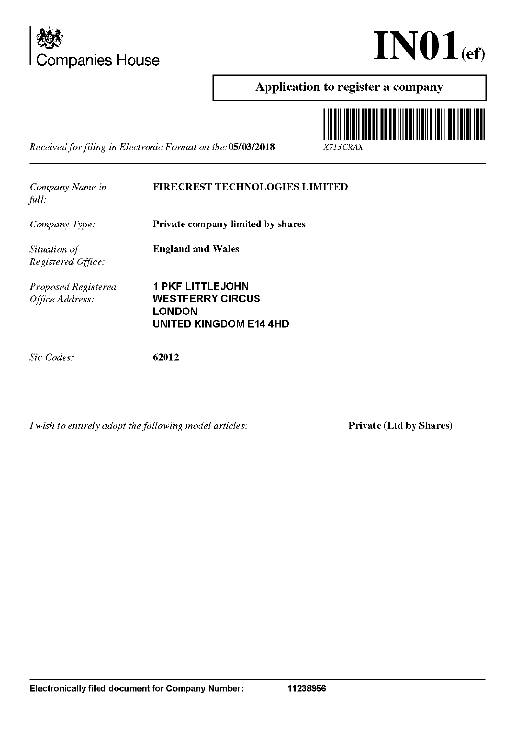Companies House

# IN01(ef)

## Application to register a company

X713CRAX

*Received for filing in Electronic Format on the:* **05/03/2018**

| | |
|---|---|
| *Company Name in full:* | **FIRECREST TECHNOLOGIES LIMITED** |
| *Company Type:* | **Private company limited by shares** |
| *Situation of Registered Office:* | **England and Wales** |
| *Proposed Registered Office Address:* | **1 PKF LITTLEJOHN<br>WESTFERRY CIRCUS<br>LONDON<br>UNITED KINGDOM E14 4HD** |
| *Sic Codes:* | **62012** |

*I wish to entirely adopt the following model articles:* **Private (Ltd by Shares)**

**Electronically filed document for Company Number: 11238956**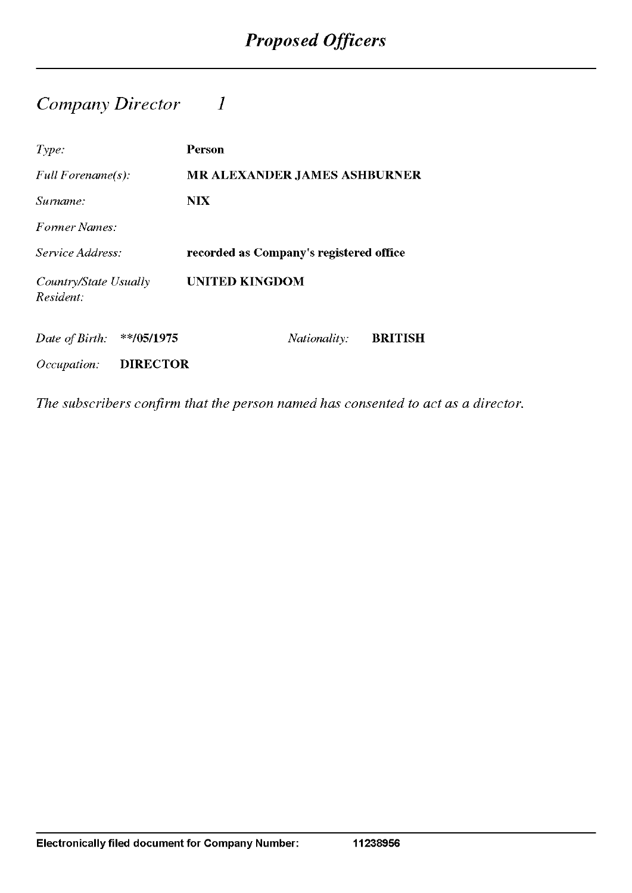# *Proposed Officers*

## *Company Director 1*

| | |
|---|---|
| *Type:* | **Person** |
| *Full Forename(s):* | **MR ALEXANDER JAMES ASHBURNER** |
| *Surname:* | **NIX** |
| *Former Names:* | |
| *Service Address:* | **recorded as Company's registered office** |
| *Country/State Usually Resident:* | **UNITED KINGDOM** |

*Date of Birth:* **\*\*/05/1975** *Nationality:* **BRITISH**

*Occupation:* **DIRECTOR**

*The subscribers confirm that the person named has consented to act as a director.*

**Electronically filed document for Company Number: 11238956**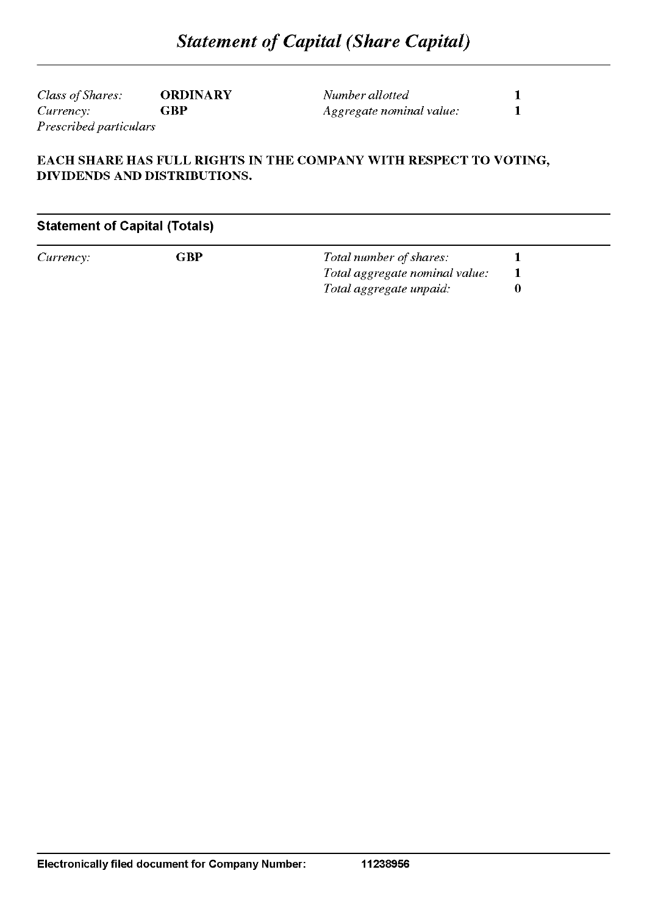# *Statement of Capital (Share Capital)*

| | | | |
|---|---|---|---|
| *Class of Shares:* | **ORDINARY** | *Number allotted* | **1** |
| *Currency:* | **GBP** | *Aggregate nominal value:* | **1** |

*Prescribed particulars*

**EACH SHARE HAS FULL RIGHTS IN THE COMPANY WITH RESPECT TO VOTING, DIVIDENDS AND DISTRIBUTIONS.**

## Statement of Capital (Totals)

| | | | |
|---|---|---|---|
| *Currency:* | **GBP** | *Total number of shares:* | **1** |
| | | *Total aggregate nominal value:* | **1** |
| | | *Total aggregate unpaid:* | **0** |

**Electronically filed document for Company Number: 11238956**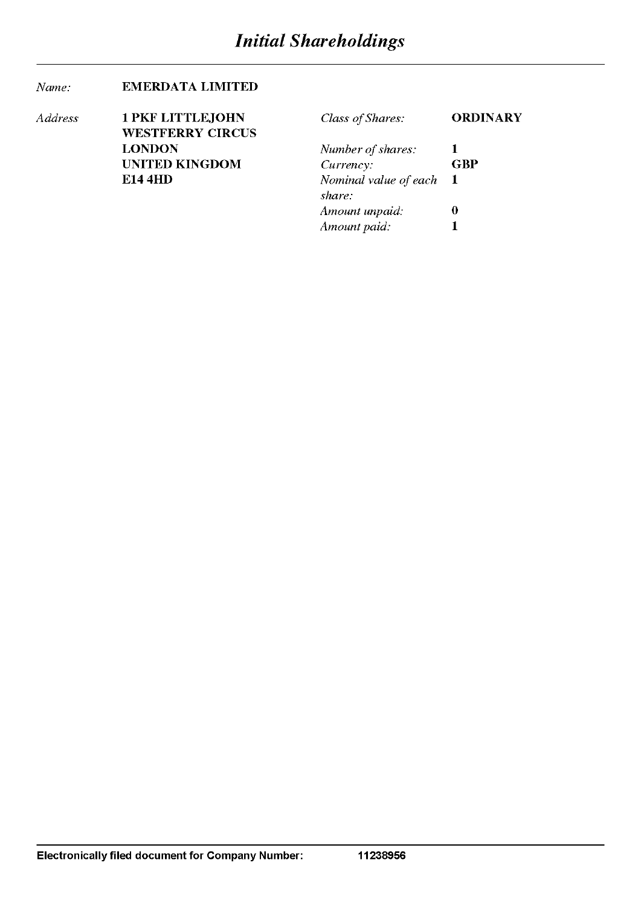# *Initial Shareholdings*

| | | | |
|---|---|---|---|
| *Name:* | **EMERDATA LIMITED** | | |
| *Address* | **1 PKF LITTLEJOHN WESTFERRY CIRCUS LONDON UNITED KINGDOM E14 4HD** | *Class of Shares:* | **ORDINARY** |
| | | *Number of shares:* | **1** |
| | | *Currency:* | **GBP** |
| | | *Nominal value of each share:* | **1** |
| | | *Amount unpaid:* | **0** |
| | | *Amount paid:* | **1** |

**Electronically filed document for Company Number: 11238956**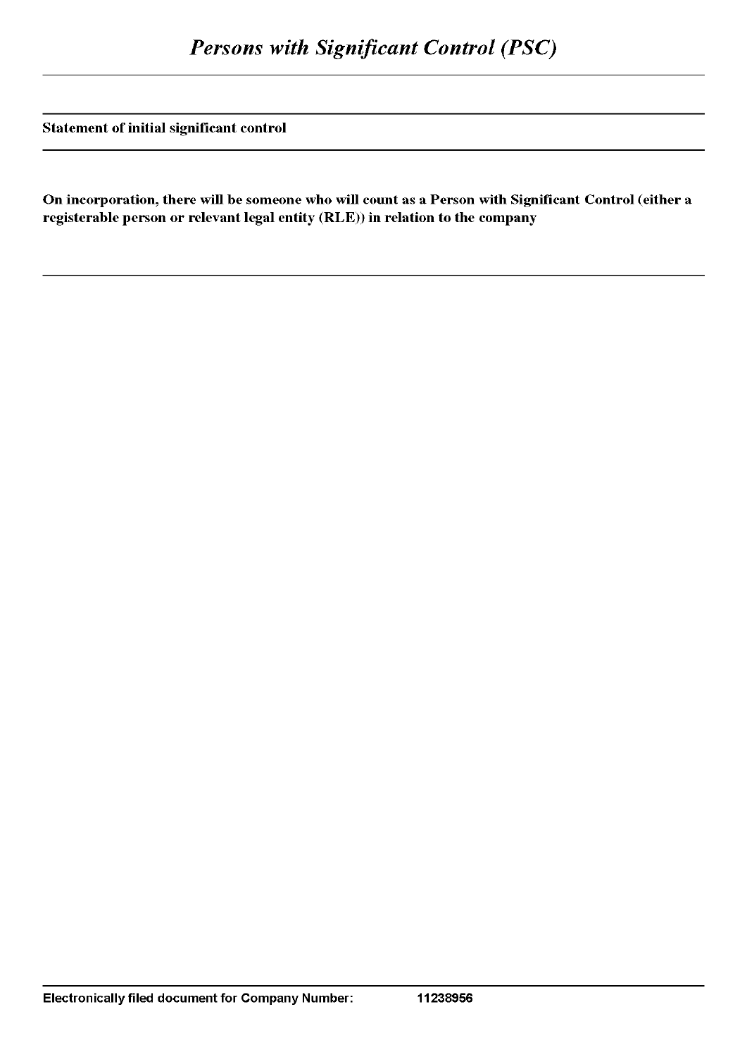# *Persons with Significant Control (PSC)*

**Statement of initial significant control**

**On incorporation, there will be someone who will count as a Person with Significant Control (either a registerable person or relevant legal entity (RLE)) in relation to the company**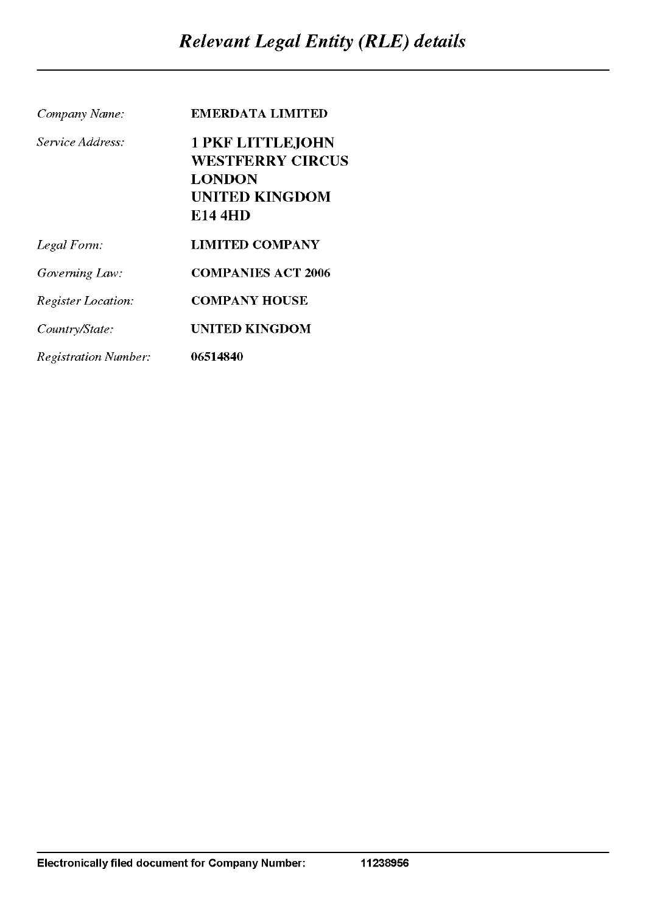# *Relevant Legal Entity (RLE) details*

| | |
|---|---|
| *Company Name:* | **EMERDATA LIMITED** |
| *Service Address:* | **1 PKF LITTLEJOHN<br>WESTFERRY CIRCUS<br>LONDON<br>UNITED KINGDOM<br>E14 4HD** |
| *Legal Form:* | **LIMITED COMPANY** |
| *Governing Law:* | **COMPANIES ACT 2006** |
| *Register Location:* | **COMPANY HOUSE** |
| *Country/State:* | **UNITED KINGDOM** |
| *Registration Number:* | **06514840** |

**Electronically filed document for Company Number: 11238956**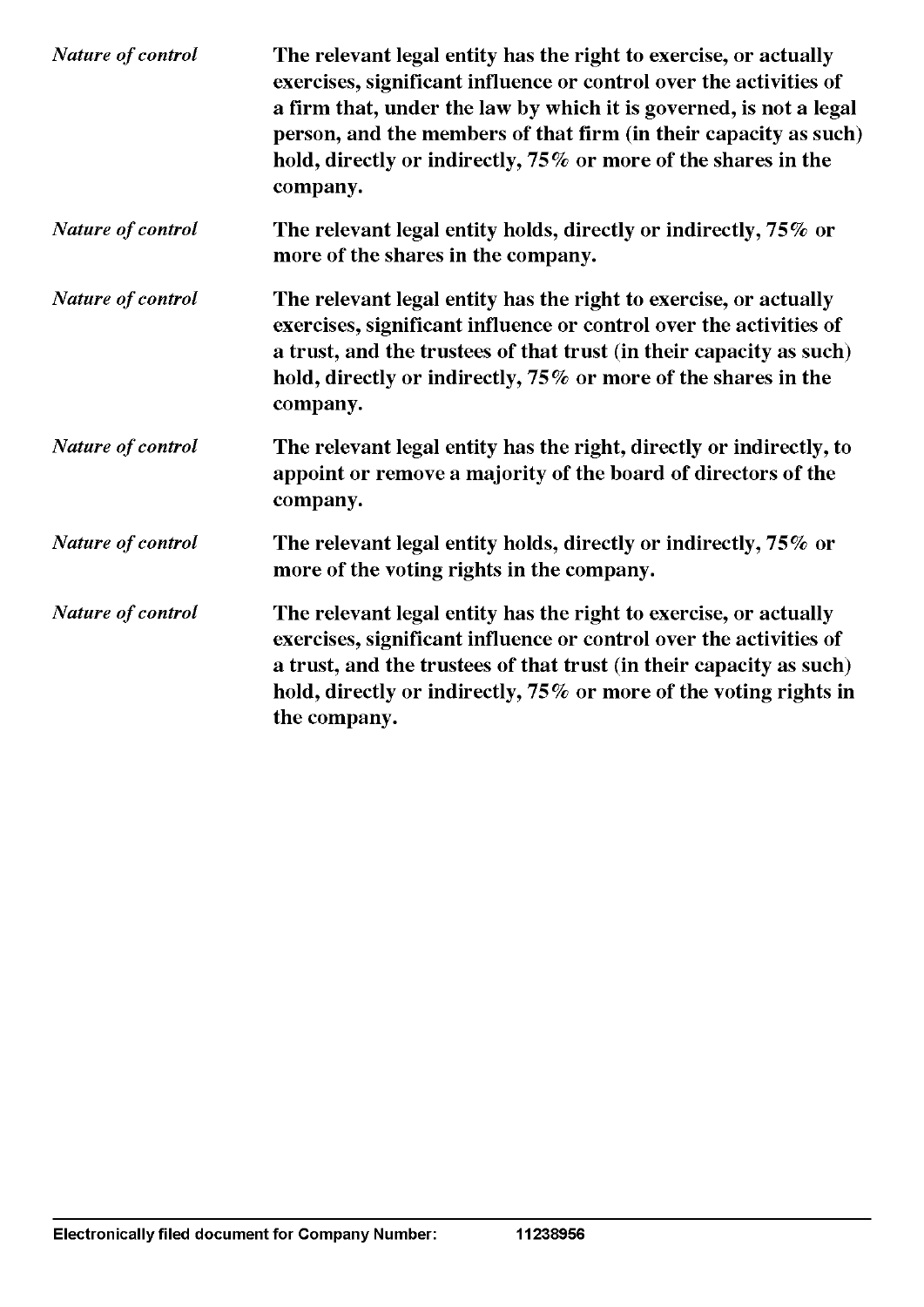| | |
|---|---|
| *Nature of control* | **The relevant legal entity has the right to exercise, or actually exercises, significant influence or control over the activities of a firm that, under the law by which it is governed, is not a legal person, and the members of that firm (in their capacity as such) hold, directly or indirectly, 75% or more of the shares in the company.** |
| *Nature of control* | **The relevant legal entity holds, directly or indirectly, 75% or more of the shares in the company.** |
| *Nature of control* | **The relevant legal entity has the right to exercise, or actually exercises, significant influence or control over the activities of a trust, and the trustees of that trust (in their capacity as such) hold, directly or indirectly, 75% or more of the shares in the company.** |
| *Nature of control* | **The relevant legal entity has the right, directly or indirectly, to appoint or remove a majority of the board of directors of the company.** |
| *Nature of control* | **The relevant legal entity holds, directly or indirectly, 75% or more of the voting rights in the company.** |
| *Nature of control* | **The relevant legal entity has the right to exercise, or actually exercises, significant influence or control over the activities of a trust, and the trustees of that trust (in their capacity as such) hold, directly or indirectly, 75% or more of the voting rights in the company.** |

**Electronically filed document for Company Number: 11238956**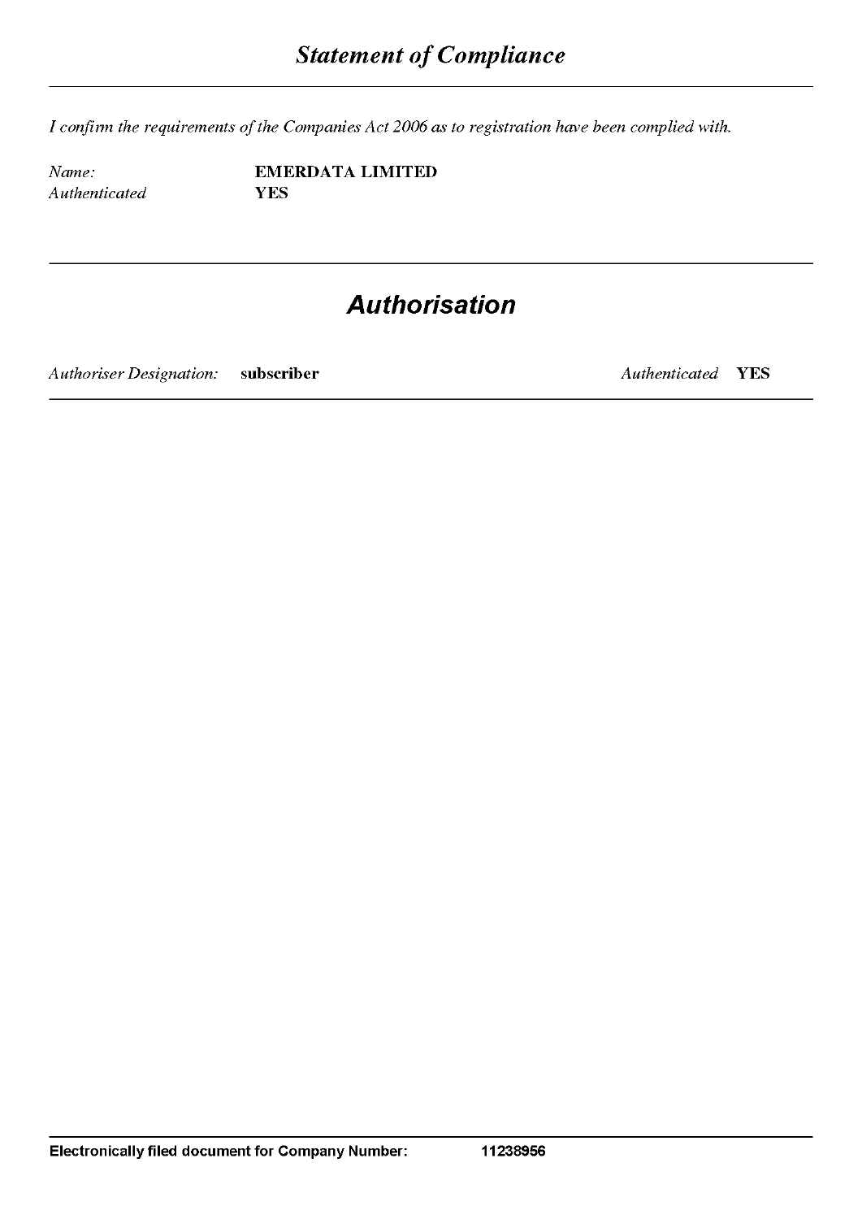# *Statement of Compliance*

*I confirm the requirements of the Companies Act 2006 as to registration have been complied with.*

*Name:* **EMERDATA LIMITED**
*Authenticated* **YES**

# *Authorisation*

*Authoriser Designation:* **subscriber** *Authenticated* **YES**

**Electronically filed document for Company Number: 11238956**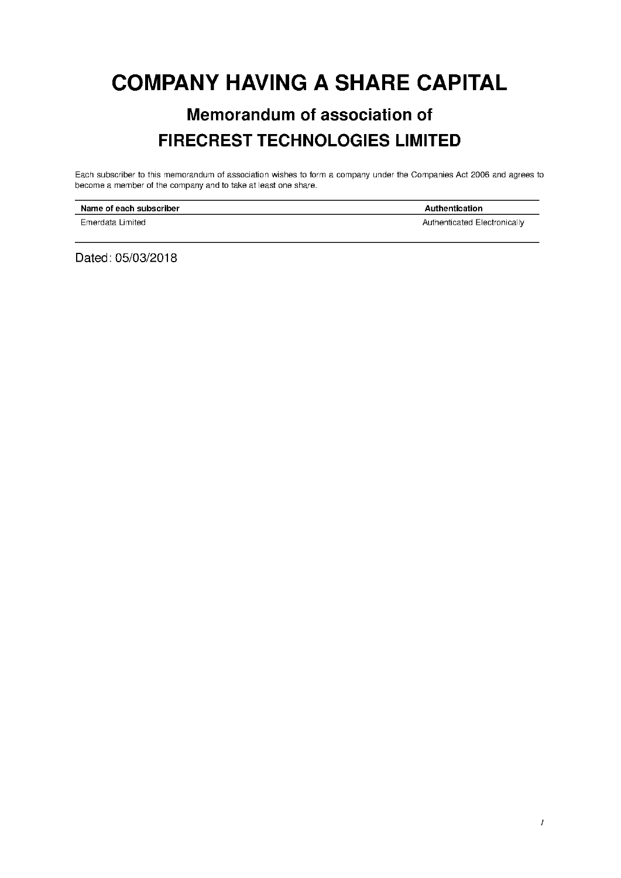# COMPANY HAVING A SHARE CAPITAL

## Memorandum of association of

## FIRECREST TECHNOLOGIES LIMITED

Each subscriber to this memorandum of association wishes to form a company under the Companies Act 2006 and agrees to become a member of the company and to take at least one share.

| Name of each subscriber | Authentication |
| --- | --- |
| Emerdata Limited | Authenticated Electronically |

Dated: 05/03/2018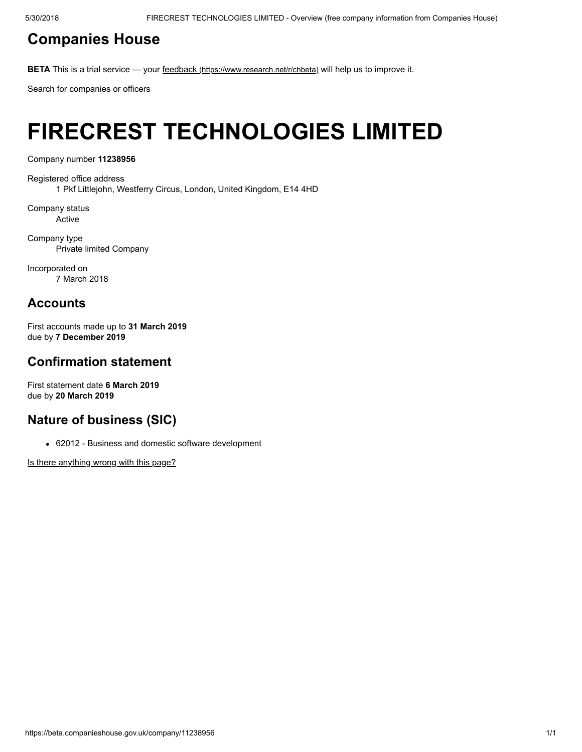# Companies House

**BETA** This is a trial service — your feedback (https://www.research.net/r/chbeta) will help us to improve it.

Search for companies or officers

# FIRECREST TECHNOLOGIES LIMITED

Company number **11238956**

Registered office address
1 Pkf Littlejohn, Westferry Circus, London, United Kingdom, E14 4HD

Company status
Active

Company type
Private limited Company

Incorporated on
7 March 2018

## Accounts

First accounts made up to **31 March 2019**
due by **7 December 2019**

## Confirmation statement

First statement date **6 March 2019**
due by **20 March 2019**

## Nature of business (SIC)

- 62012 - Business and domestic software development

Is there anything wrong with this page?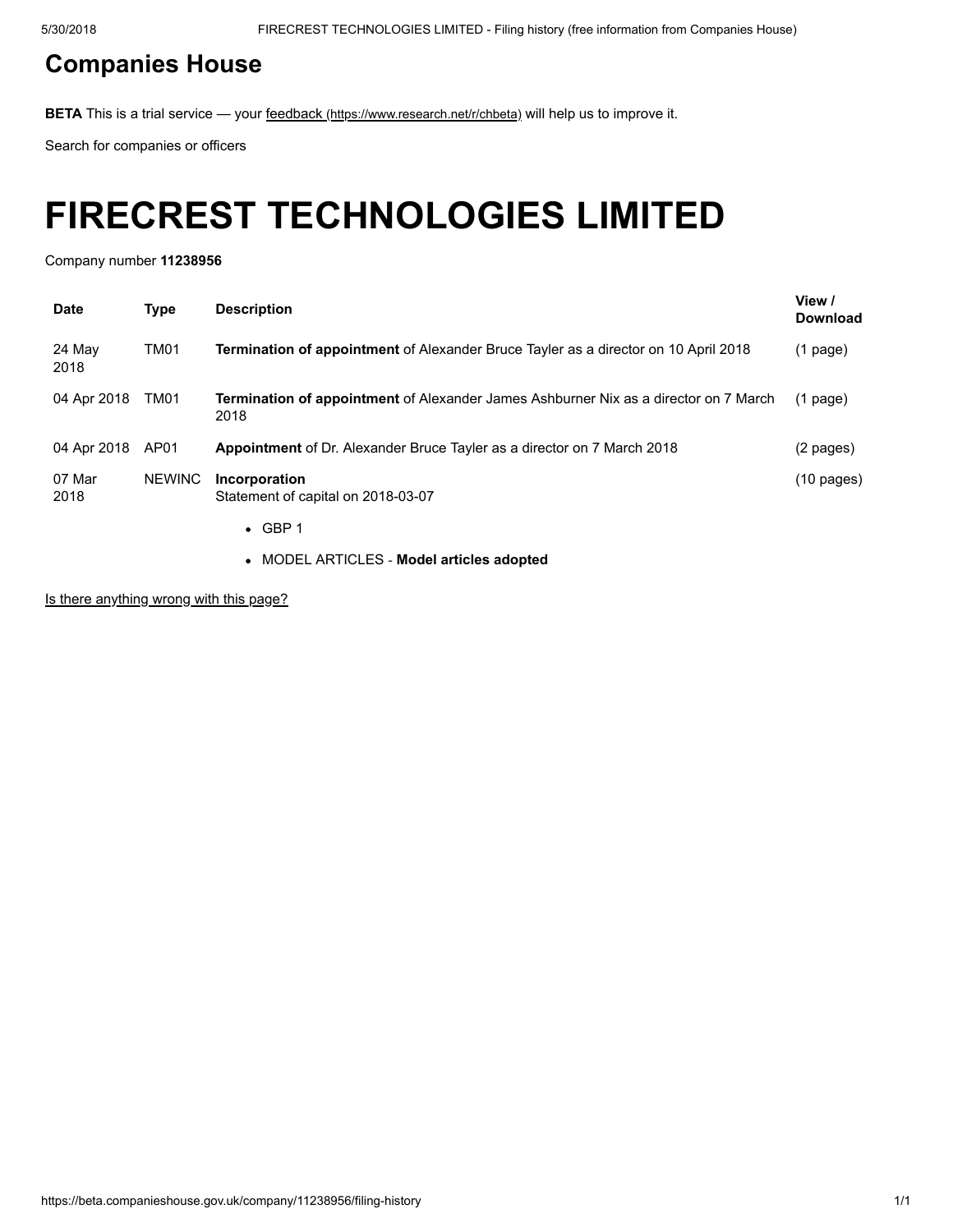## Companies House

**BETA** This is a trial service — your feedback (https://www.research.net/r/chbeta) will help us to improve it.

Search for companies or officers

# FIRECREST TECHNOLOGIES LIMITED

Company number **11238956**

| Date | Type | Description | View / Download |
|---|---|---|---|
| 24 May 2018 | TM01 | **Termination of appointment** of Alexander Bruce Tayler as a director on 10 April 2018 | (1 page) |
| 04 Apr 2018 | TM01 | **Termination of appointment** of Alexander James Ashburner Nix as a director on 7 March 2018 | (1 page) |
| 04 Apr 2018 | AP01 | **Appointment** of Dr. Alexander Bruce Tayler as a director on 7 March 2018 | (2 pages) |
| 07 Mar 2018 | NEWINC | **Incorporation** Statement of capital on 2018-03-07<br>• GBP 1<br>• MODEL ARTICLES - **Model articles adopted** | (10 pages) |

Is there anything wrong with this page?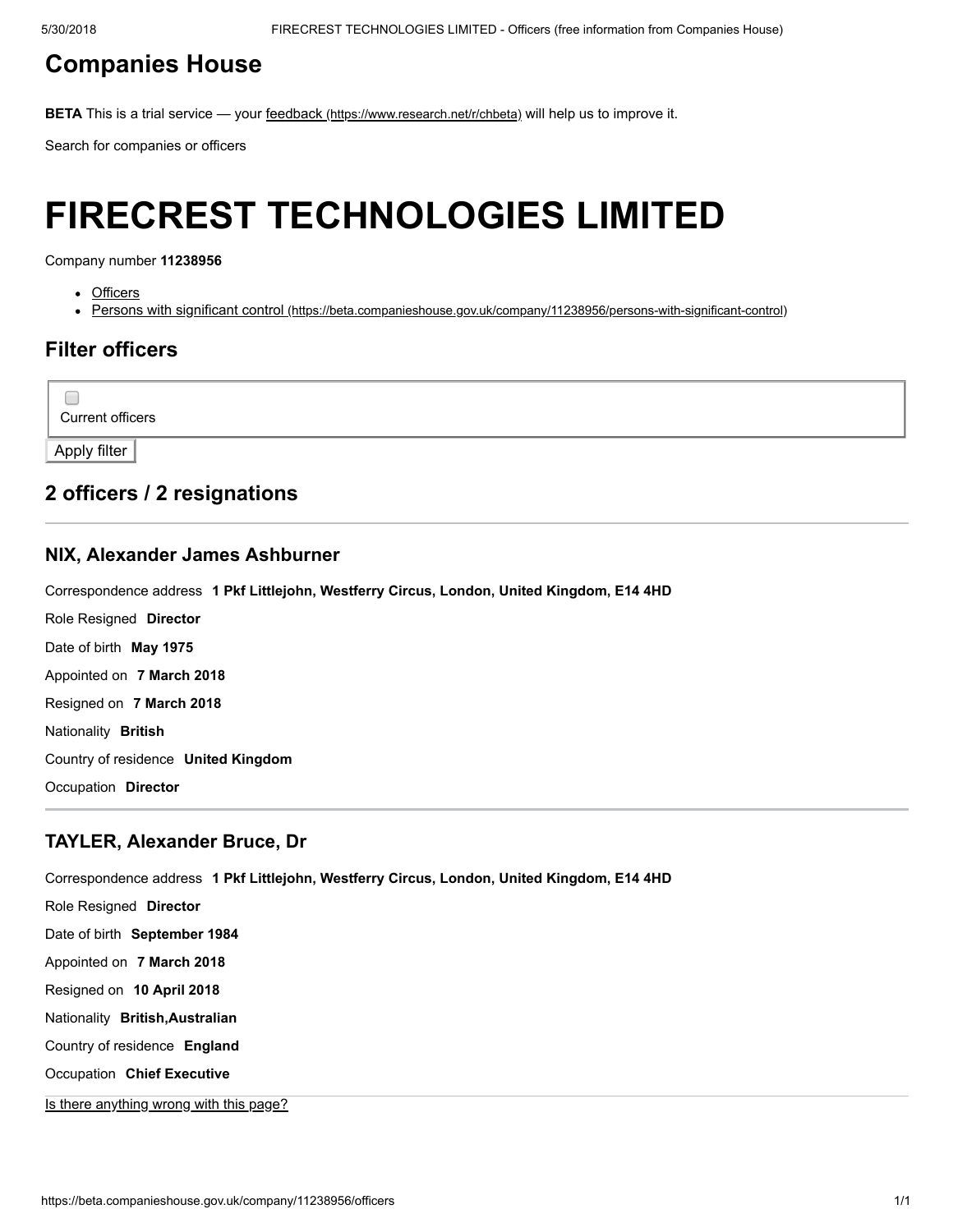# Companies House

**BETA** This is a trial service — your feedback (https://www.research.net/r/chbeta) will help us to improve it.

Search for companies or officers

# FIRECREST TECHNOLOGIES LIMITED

Company number **11238956**

- Officers
- Persons with significant control (https://beta.companieshouse.gov.uk/company/11238956/persons-with-significant-control)

## Filter officers

Current officers

Apply filter

## 2 officers / 2 resignations

### NIX, Alexander James Ashburner

Correspondence address **1 Pkf Littlejohn, Westferry Circus, London, United Kingdom, E14 4HD**

Role Resigned **Director**

Date of birth **May 1975**

Appointed on **7 March 2018**

Resigned on **7 March 2018**

Nationality **British**

Country of residence **United Kingdom**

Occupation **Director**

### TAYLER, Alexander Bruce, Dr

Correspondence address **1 Pkf Littlejohn, Westferry Circus, London, United Kingdom, E14 4HD**

Role Resigned **Director**

Date of birth **September 1984**

Appointed on **7 March 2018**

Resigned on **10 April 2018**

Nationality **British,Australian**

Country of residence **England**

Occupation **Chief Executive**

Is there anything wrong with this page?